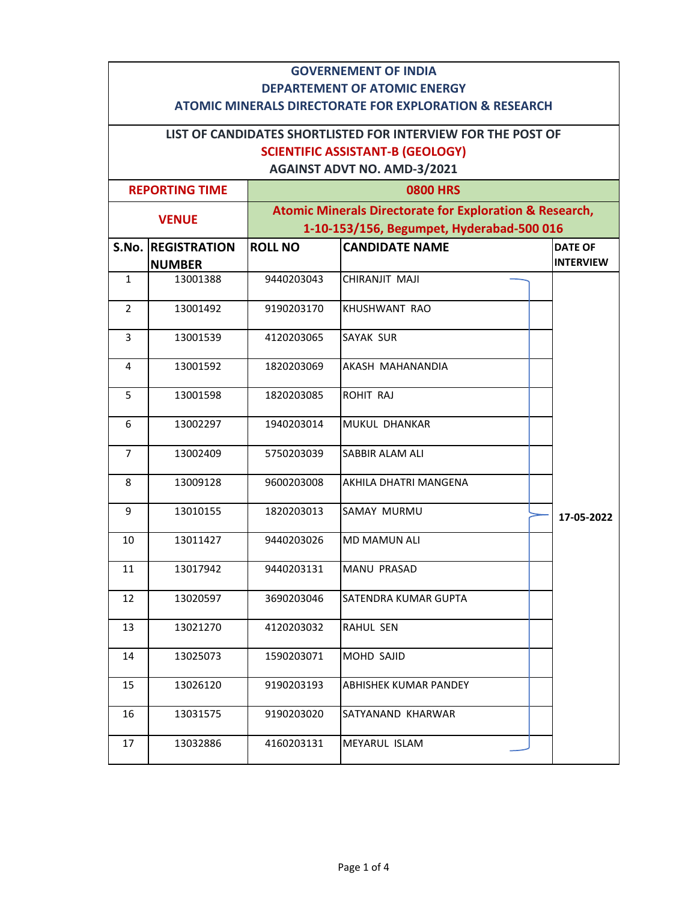# GOVERNEMENT OF INDIA
## DEPARTEMENT OF ATOMIC ENERGY
## ATOMIC MINERALS DIRECTORATE FOR EXPLORATION & RESEARCH

### LIST OF CANDIDATES SHORTLISTED FOR INTERVIEW FOR THE POST OF
### SCIENTIFIC ASSISTANT-B (GEOLOGY)
### AGAINST ADVT NO. AMD-3/2021

| REPORTING TIME | 0800 HRS |
|---|---|
| VENUE | Atomic Minerals Directorate for Exploration & Research, 1-10-153/156, Begumpet, Hyderabad-500 016 |

| S.No. | REGISTRATION NUMBER | ROLL NO | CANDIDATE NAME | DATE OF INTERVIEW |
|---|---|---|---|---|
| 1 | 13001388 | 9440203043 | CHIRANJIT MAJI | 17-05-2022 |
| 2 | 13001492 | 9190203170 | KHUSHWANT RAO | 17-05-2022 |
| 3 | 13001539 | 4120203065 | SAYAK SUR | 17-05-2022 |
| 4 | 13001592 | 1820203069 | AKASH MAHANANDIA | 17-05-2022 |
| 5 | 13001598 | 1820203085 | ROHIT RAJ | 17-05-2022 |
| 6 | 13002297 | 1940203014 | MUKUL DHANKAR | 17-05-2022 |
| 7 | 13002409 | 5750203039 | SABBIR ALAM ALI | 17-05-2022 |
| 8 | 13009128 | 9600203008 | AKHILA DHATRI MANGENA | 17-05-2022 |
| 9 | 13010155 | 1820203013 | SAMAY MURMU | 17-05-2022 |
| 10 | 13011427 | 9440203026 | MD MAMUN ALI | 17-05-2022 |
| 11 | 13017942 | 9440203131 | MANU PRASAD | 17-05-2022 |
| 12 | 13020597 | 3690203046 | SATENDRA KUMAR GUPTA | 17-05-2022 |
| 13 | 13021270 | 4120203032 | RAHUL SEN | 17-05-2022 |
| 14 | 13025073 | 1590203071 | MOHD SAJID | 17-05-2022 |
| 15 | 13026120 | 9190203193 | ABHISHEK KUMAR PANDEY | 17-05-2022 |
| 16 | 13031575 | 9190203020 | SATYANAND KHARWAR | 17-05-2022 |
| 17 | 13032886 | 4160203131 | MEYARUL ISLAM | 17-05-2022 |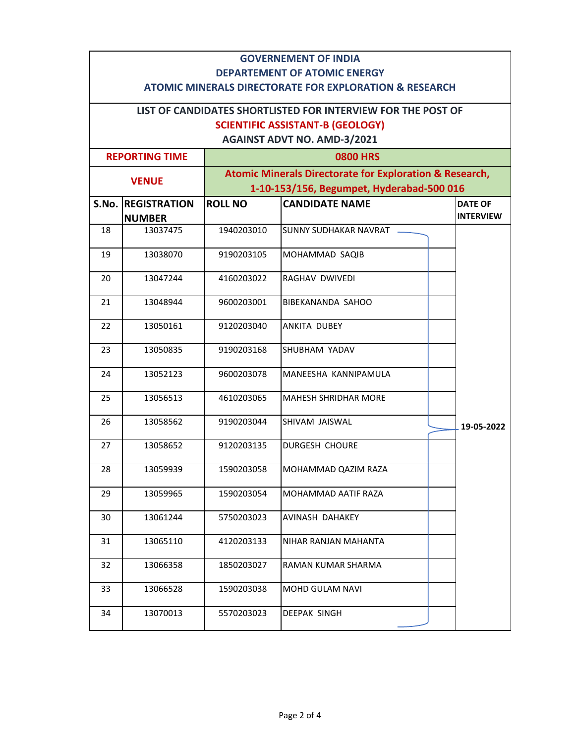**GOVERNEMENT OF INDIA**
**DEPARTEMENT OF ATOMIC ENERGY**
**ATOMIC MINERALS DIRECTORATE FOR EXPLORATION & RESEARCH**

**LIST OF CANDIDATES SHORTLISTED FOR INTERVIEW FOR THE POST OF**
**SCIENTIFIC ASSISTANT-B (GEOLOGY)**
**AGAINST ADVT NO. AMD-3/2021**

| **REPORTING TIME** | **0800 HRS** |
|---|---|
| **VENUE** | **Atomic Minerals Directorate for Exploration & Research, 1-10-153/156, Begumpet, Hyderabad-500 016** |

| S.No. | REGISTRATION NUMBER | ROLL NO | CANDIDATE NAME | DATE OF INTERVIEW |
|---|---|---|---|---|
| 18 | 13037475 | 1940203010 | SUNNY SUDHAKAR NAVRAT | 19-05-2022 |
| 19 | 13038070 | 9190203105 | MOHAMMAD SAQIB | 19-05-2022 |
| 20 | 13047244 | 4160203022 | RAGHAV DWIVEDI | 19-05-2022 |
| 21 | 13048944 | 9600203001 | BIBEKANANDA SAHOO | 19-05-2022 |
| 22 | 13050161 | 9120203040 | ANKITA DUBEY | 19-05-2022 |
| 23 | 13050835 | 9190203168 | SHUBHAM YADAV | 19-05-2022 |
| 24 | 13052123 | 9600203078 | MANEESHA KANNIPAMULA | 19-05-2022 |
| 25 | 13056513 | 4610203065 | MAHESH SHRIDHAR MORE | 19-05-2022 |
| 26 | 13058562 | 9190203044 | SHIVAM JAISWAL | 19-05-2022 |
| 27 | 13058652 | 9120203135 | DURGESH CHOURE | 19-05-2022 |
| 28 | 13059939 | 1590203058 | MOHAMMAD QAZIM RAZA | 19-05-2022 |
| 29 | 13059965 | 1590203054 | MOHAMMAD AATIF RAZA | 19-05-2022 |
| 30 | 13061244 | 5750203023 | AVINASH DAHAKEY | 19-05-2022 |
| 31 | 13065110 | 4120203133 | NIHAR RANJAN MAHANTA | 19-05-2022 |
| 32 | 13066358 | 1850203027 | RAMAN KUMAR SHARMA | 19-05-2022 |
| 33 | 13066528 | 1590203038 | MOHD GULAM NAVI | 19-05-2022 |
| 34 | 13070013 | 5570203023 | DEEPAK SINGH | 19-05-2022 |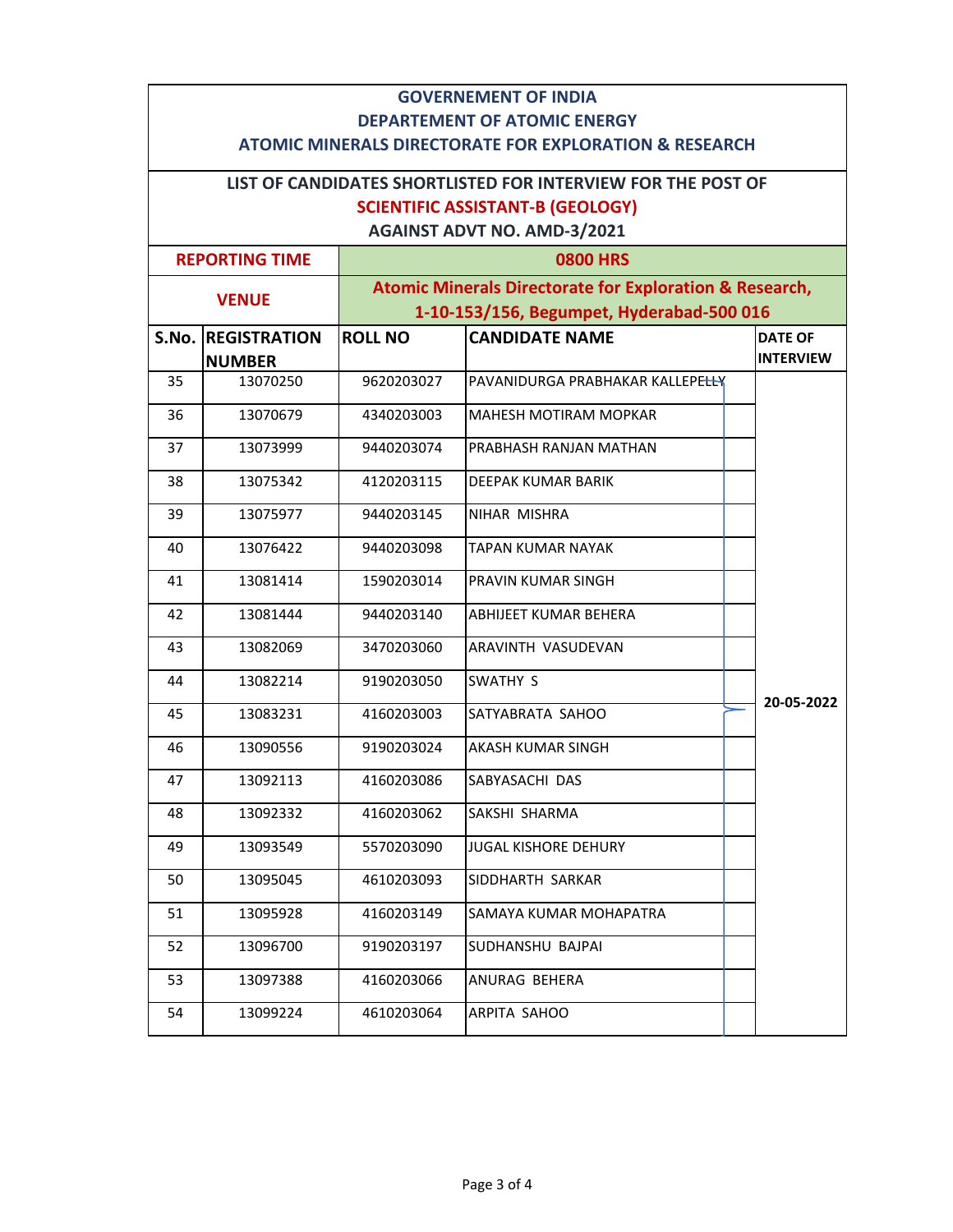**GOVERNEMENT OF INDIA**
**DEPARTEMENT OF ATOMIC ENERGY**
**ATOMIC MINERALS DIRECTORATE FOR EXPLORATION & RESEARCH**

**LIST OF CANDIDATES SHORTLISTED FOR INTERVIEW FOR THE POST OF**
**SCIENTIFIC ASSISTANT-B (GEOLOGY)**
**AGAINST ADVT NO. AMD-3/2021**

| **REPORTING TIME** | **0800 HRS** |
|---|---|
| **VENUE** | **Atomic Minerals Directorate for Exploration & Research, 1-10-153/156, Begumpet, Hyderabad-500 016** |

| S.No. | REGISTRATION NUMBER | ROLL NO | CANDIDATE NAME | DATE OF INTERVIEW |
|---|---|---|---|---|
| 35 | 13070250 | 9620203027 | PAVANIDURGA PRABHAKAR KALLEPELLY | 20-05-2022 |
| 36 | 13070679 | 4340203003 | MAHESH MOTIRAM MOPKAR | 20-05-2022 |
| 37 | 13073999 | 9440203074 | PRABHASH RANJAN MATHAN | 20-05-2022 |
| 38 | 13075342 | 4120203115 | DEEPAK KUMAR BARIK | 20-05-2022 |
| 39 | 13075977 | 9440203145 | NIHAR MISHRA | 20-05-2022 |
| 40 | 13076422 | 9440203098 | TAPAN KUMAR NAYAK | 20-05-2022 |
| 41 | 13081414 | 1590203014 | PRAVIN KUMAR SINGH | 20-05-2022 |
| 42 | 13081444 | 9440203140 | ABHIJEET KUMAR BEHERA | 20-05-2022 |
| 43 | 13082069 | 3470203060 | ARAVINTH VASUDEVAN | 20-05-2022 |
| 44 | 13082214 | 9190203050 | SWATHY S | 20-05-2022 |
| 45 | 13083231 | 4160203003 | SATYABRATA SAHOO | 20-05-2022 |
| 46 | 13090556 | 9190203024 | AKASH KUMAR SINGH | 20-05-2022 |
| 47 | 13092113 | 4160203086 | SABYASACHI DAS | 20-05-2022 |
| 48 | 13092332 | 4160203062 | SAKSHI SHARMA | 20-05-2022 |
| 49 | 13093549 | 5570203090 | JUGAL KISHORE DEHURY | 20-05-2022 |
| 50 | 13095045 | 4610203093 | SIDDHARTH SARKAR | 20-05-2022 |
| 51 | 13095928 | 4160203149 | SAMAYA KUMAR MOHAPATRA | 20-05-2022 |
| 52 | 13096700 | 9190203197 | SUDHANSHU BAJPAI | 20-05-2022 |
| 53 | 13097388 | 4160203066 | ANURAG BEHERA | 20-05-2022 |
| 54 | 13099224 | 4610203064 | ARPITA SAHOO | 20-05-2022 |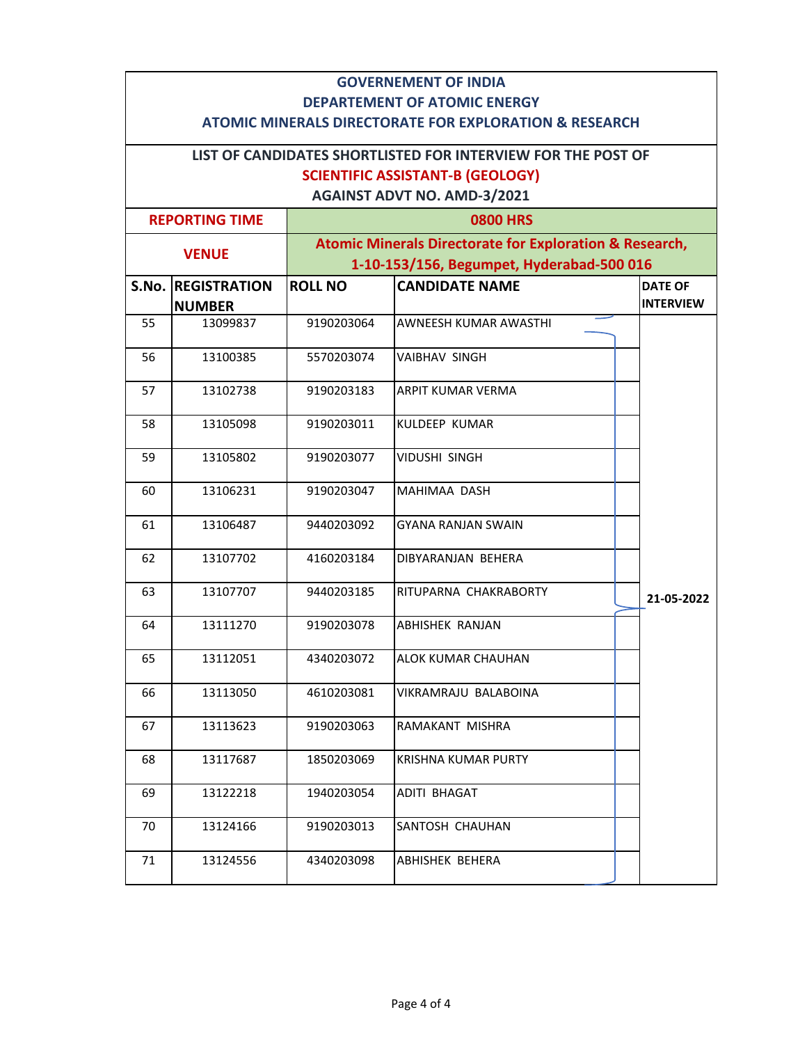**GOVERNEMENT OF INDIA**

**DEPARTEMENT OF ATOMIC ENERGY**

**ATOMIC MINERALS DIRECTORATE FOR EXPLORATION & RESEARCH**

**LIST OF CANDIDATES SHORTLISTED FOR INTERVIEW FOR THE POST OF**

**SCIENTIFIC ASSISTANT-B (GEOLOGY)**

**AGAINST ADVT NO. AMD-3/2021**

| **REPORTING TIME** | **0800 HRS** |
|---|---|
| **VENUE** | **Atomic Minerals Directorate for Exploration & Research, 1-10-153/156, Begumpet, Hyderabad-500 016** |

| S.No. | REGISTRATION NUMBER | ROLL NO | CANDIDATE NAME | DATE OF INTERVIEW |
|---|---|---|---|---|
| 55 | 13099837 | 9190203064 | AWNEESH KUMAR AWASTHI | 21-05-2022 |
| 56 | 13100385 | 5570203074 | VAIBHAV SINGH | 21-05-2022 |
| 57 | 13102738 | 9190203183 | ARPIT KUMAR VERMA | 21-05-2022 |
| 58 | 13105098 | 9190203011 | KULDEEP KUMAR | 21-05-2022 |
| 59 | 13105802 | 9190203077 | VIDUSHI SINGH | 21-05-2022 |
| 60 | 13106231 | 9190203047 | MAHIMAA DASH | 21-05-2022 |
| 61 | 13106487 | 9440203092 | GYANA RANJAN SWAIN | 21-05-2022 |
| 62 | 13107702 | 4160203184 | DIBYARANJAN BEHERA | 21-05-2022 |
| 63 | 13107707 | 9440203185 | RITUPARNA CHAKRABORTY | 21-05-2022 |
| 64 | 13111270 | 9190203078 | ABHISHEK RANJAN | 21-05-2022 |
| 65 | 13112051 | 4340203072 | ALOK KUMAR CHAUHAN | 21-05-2022 |
| 66 | 13113050 | 4610203081 | VIKRAMRAJU BALABOINA | 21-05-2022 |
| 67 | 13113623 | 9190203063 | RAMAKANT MISHRA | 21-05-2022 |
| 68 | 13117687 | 1850203069 | KRISHNA KUMAR PURTY | 21-05-2022 |
| 69 | 13122218 | 1940203054 | ADITI BHAGAT | 21-05-2022 |
| 70 | 13124166 | 9190203013 | SANTOSH CHAUHAN | 21-05-2022 |
| 71 | 13124556 | 4340203098 | ABHISHEK BEHERA | 21-05-2022 |